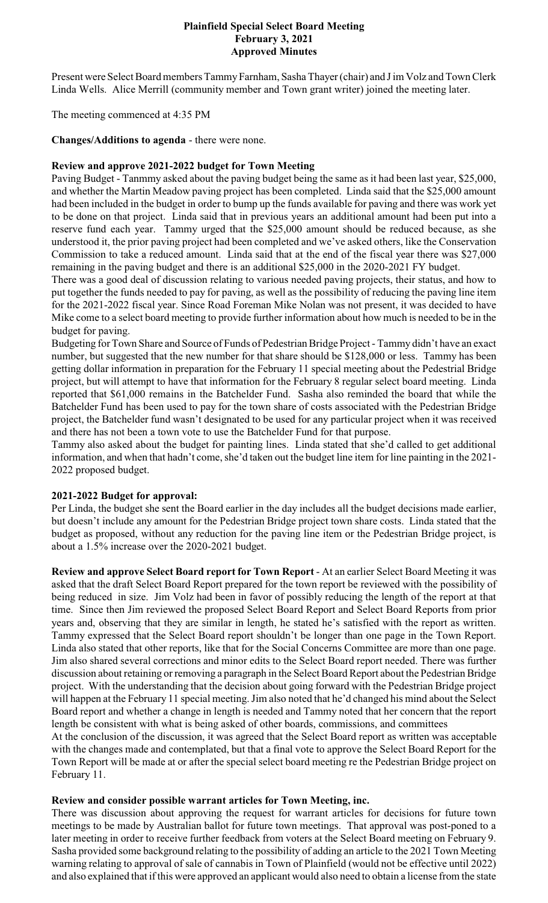**Plainfield Special Select Board Meeting**
**February 3, 2021**
**Approved Minutes**

Present were Select Board members Tammy Farnham, Sasha Thayer (chair) and J im Volz and Town Clerk Linda Wells. Alice Merrill (community member and Town grant writer) joined the meeting later.

The meeting commenced at 4:35 PM

**Changes/Additions to agenda** - there were none.

**Review and approve 2021-2022 budget for Town Meeting**

Paving Budget - Tanmmy asked about the paving budget being the same as it had been last year, $25,000, and whether the Martin Meadow paving project has been completed. Linda said that the $25,000 amount had been included in the budget in order to bump up the funds available for paving and there was work yet to be done on that project. Linda said that in previous years an additional amount had been put into a reserve fund each year. Tammy urged that the $25,000 amount should be reduced because, as she understood it, the prior paving project had been completed and we've asked others, like the Conservation Commission to take a reduced amount. Linda said that at the end of the fiscal year there was $27,000 remaining in the paving budget and there is an additional $25,000 in the 2020-2021 FY budget.

There was a good deal of discussion relating to various needed paving projects, their status, and how to put together the funds needed to pay for paving, as well as the possibility of reducing the paving line item for the 2021-2022 fiscal year. Since Road Foreman Mike Nolan was not present, it was decided to have Mike come to a select board meeting to provide further information about how much is needed to be in the budget for paving.

Budgeting for Town Share and Source of Funds of Pedestrian Bridge Project - Tammy didn't have an exact number, but suggested that the new number for that share should be $128,000 or less. Tammy has been getting dollar information in preparation for the February 11 special meeting about the Pedestrial Bridge project, but will attempt to have that information for the February 8 regular select board meeting. Linda reported that $61,000 remains in the Batchelder Fund. Sasha also reminded the board that while the Batchelder Fund has been used to pay for the town share of costs associated with the Pedestrian Bridge project, the Batchelder fund wasn't designated to be used for any particular project when it was received and there has not been a town vote to use the Batchelder Fund for that purpose.

Tammy also asked about the budget for painting lines. Linda stated that she'd called to get additional information, and when that hadn't come, she'd taken out the budget line item for line painting in the 2021-2022 proposed budget.

**2021-2022 Budget for approval:**

Per Linda, the budget she sent the Board earlier in the day includes all the budget decisions made earlier, but doesn't include any amount for the Pedestrian Bridge project town share costs. Linda stated that the budget as proposed, without any reduction for the paving line item or the Pedestrian Bridge project, is about a 1.5% increase over the 2020-2021 budget.

**Review and approve Select Board report for Town Report** - At an earlier Select Board Meeting it was asked that the draft Select Board Report prepared for the town report be reviewed with the possibility of being reduced in size. Jim Volz had been in favor of possibly reducing the length of the report at that time. Since then Jim reviewed the proposed Select Board Report and Select Board Reports from prior years and, observing that they are similar in length, he stated he's satisfied with the report as written. Tammy expressed that the Select Board report shouldn't be longer than one page in the Town Report. Linda also stated that other reports, like that for the Social Concerns Committee are more than one page. Jim also shared several corrections and minor edits to the Select Board report needed. There was further discussion about retaining or removing a paragraph in the Select Board Report about the Pedestrian Bridge project. With the understanding that the decision about going forward with the Pedestrian Bridge project will happen at the February 11 special meeting. Jim also noted that he'd changed his mind about the Select Board report and whether a change in length is needed and Tammy noted that her concern that the report length be consistent with what is being asked of other boards, commissions, and committees

At the conclusion of the discussion, it was agreed that the Select Board report as written was acceptable with the changes made and contemplated, but that a final vote to approve the Select Board Report for the Town Report will be made at or after the special select board meeting re the Pedestrian Bridge project on February 11.

**Review and consider possible warrant articles for Town Meeting, inc.**

There was discussion about approving the request for warrant articles for decisions for future town meetings to be made by Australian ballot for future town meetings. That approval was post-poned to a later meeting in order to receive further feedback from voters at the Select Board meeting on February 9. Sasha provided some background relating to the possibility of adding an article to the 2021 Town Meeting warning relating to approval of sale of cannabis in Town of Plainfield (would not be effective until 2022) and also explained that if this were approved an applicant would also need to obtain a license from the state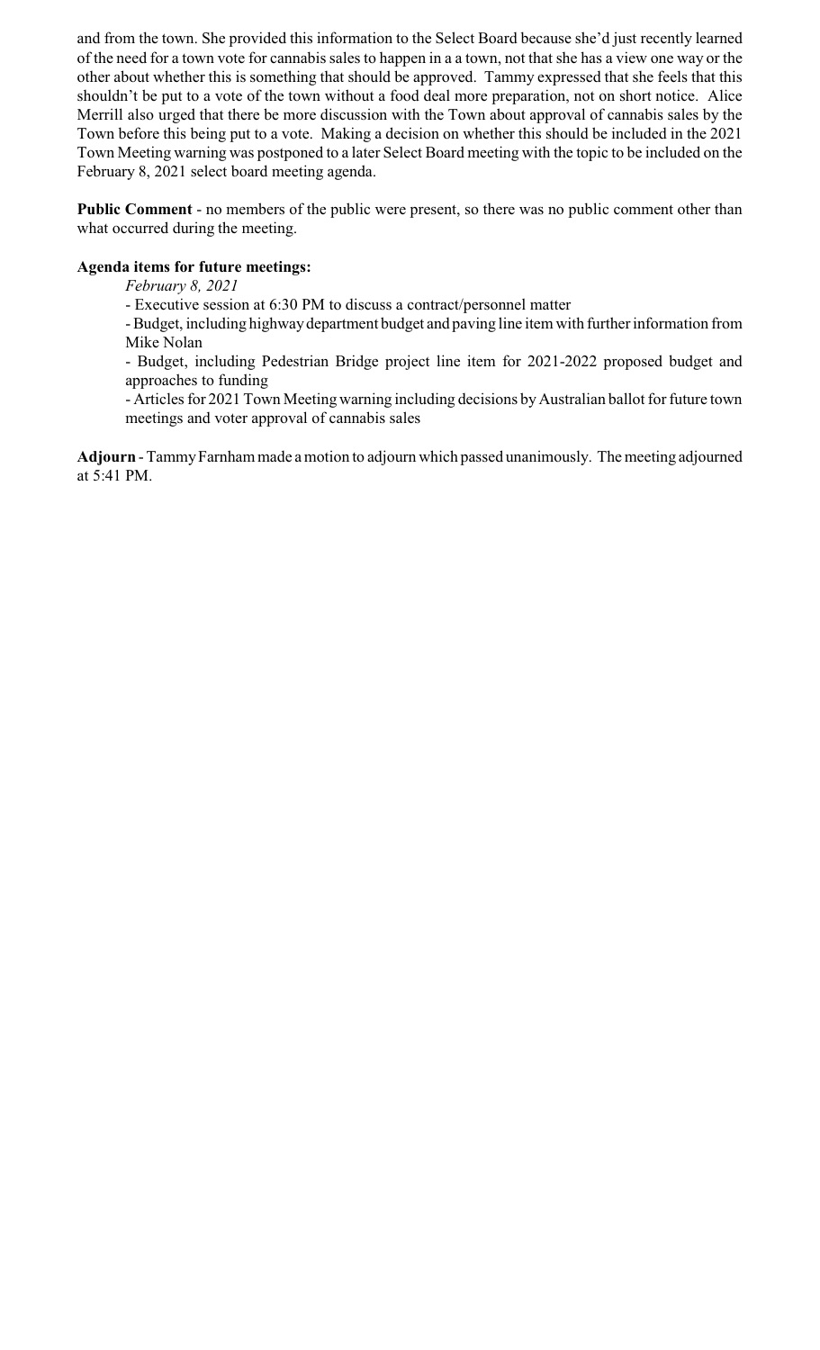and from the town. She provided this information to the Select Board because she'd just recently learned of the need for a town vote for cannabis sales to happen in a a town, not that she has a view one way or the other about whether this is something that should be approved. Tammy expressed that she feels that this shouldn't be put to a vote of the town without a food deal more preparation, not on short notice. Alice Merrill also urged that there be more discussion with the Town about approval of cannabis sales by the Town before this being put to a vote. Making a decision on whether this should be included in the 2021 Town Meeting warning was postponed to a later Select Board meeting with the topic to be included on the February 8, 2021 select board meeting agenda.

**Public Comment** - no members of the public were present, so there was no public comment other than what occurred during the meeting.

**Agenda items for future meetings:**

*February 8, 2021*

- Executive session at 6:30 PM to discuss a contract/personnel matter
- Budget, including highway department budget and paving line item with further information from Mike Nolan
- Budget, including Pedestrian Bridge project line item for 2021-2022 proposed budget and approaches to funding
- Articles for 2021 Town Meeting warning including decisions by Australian ballot for future town meetings and voter approval of cannabis sales

**Adjourn** - Tammy Farnham made a motion to adjourn which passed unanimously. The meeting adjourned at 5:41 PM.